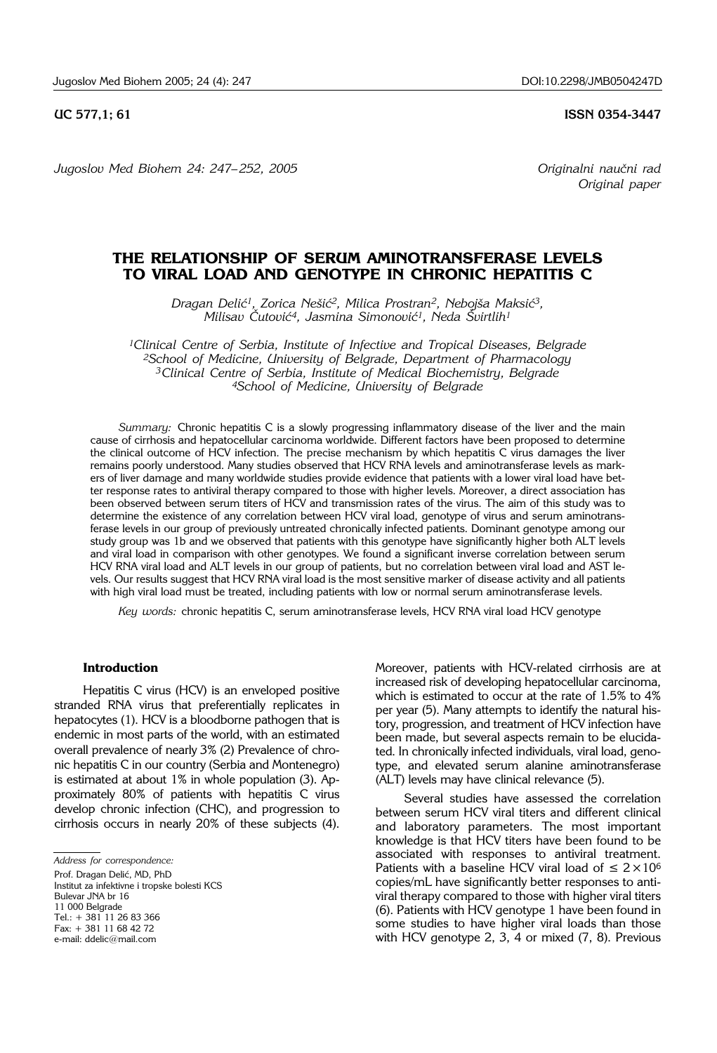UC 577,1; 61 **ISSN 0354-3447**

*Originalni naučni rad*
*Original paper*

# THE RELATIONSHIP OF SERUM AMINOTRANSFERASE LEVELS TO VIRAL LOAD AND GENOTYPE IN CHRONIC HEPATITIS C

*Dragan Delić[1], Zorica Nešić[2], Milica Prostran[2], Nebojša Maksić[3], Milisav Čutović[4], Jasmina Simonović[1], Neda Švirtlih[1]*

*[1]Clinical Centre of Serbia, Institute of Infective and Tropical Diseases, Belgrade*
*[2]School of Medicine, University of Belgrade, Department of Pharmacology*
*[3]Clinical Centre of Serbia, Institute of Medical Biochemistry, Belgrade*
*[4]School of Medicine, University of Belgrade*

*Summary:* Chronic hepatitis C is a slowly progressing inflammatory disease of the liver and the main cause of cirrhosis and hepatocellular carcinoma worldwide. Different factors have been proposed to determine the clinical outcome of HCV infection. The precise mechanism by which hepatitis C virus damages the liver remains poorly understood. Many studies observed that HCV RNA levels and aminotransferase levels as markers of liver damage and many worldwide studies provide evidence that patients with a lower viral load have better response rates to antiviral therapy compared to those with higher levels. Moreover, a direct association has been observed between serum titers of HCV and transmission rates of the virus. The aim of this study was to determine the existence of any correlation between HCV viral load, genotype of virus and serum aminotransferase levels in our group of previously untreated chronically infected patients. Dominant genotype among our study group was 1b and we observed that patients with this genotype have significantly higher both ALT levels and viral load in comparison with other genotypes. We found a significant inverse correlation between serum HCV RNA viral load and ALT levels in our group of patients, but no correlation between viral load and AST levels. Our results suggest that HCV RNA viral load is the most sensitive marker of disease activity and all patients with high viral load must be treated, including patients with low or normal serum aminotransferase levels.

*Key words:* chronic hepatitis C, serum aminotransferase levels, HCV RNA viral load HCV genotype

## Introduction

Hepatitis C virus (HCV) is an enveloped positive stranded RNA virus that preferentially replicates in hepatocytes (1). HCV is a bloodborne pathogen that is endemic in most parts of the world, with an estimated overall prevalence of nearly 3% (2) Prevalence of chronic hepatitis C in our country (Serbia and Montenegro) is estimated at about 1% in whole population (3). Approximately 80% of patients with hepatitis C virus develop chronic infection (CHC), and progression to cirrhosis occurs in nearly 20% of these subjects (4). Moreover, patients with HCV-related cirrhosis are at increased risk of developing hepatocellular carcinoma, which is estimated to occur at the rate of 1.5% to 4% per year (5). Many attempts to identify the natural history, progression, and treatment of HCV infection have been made, but several aspects remain to be elucidated. In chronically infected individuals, viral load, genotype, and elevated serum alanine aminotransferase (ALT) levels may have clinical relevance (5).

Several studies have assessed the correlation between serum HCV viral titers and different clinical and laboratory parameters. The most important knowledge is that HCV titers have been found to be associated with responses to antiviral treatment. Patients with a baseline HCV viral load of $\leq 2 \times 10^6$ copies/mL have significantly better responses to antiviral therapy compared to those with higher viral titers (6). Patients with HCV genotype 1 have been found in some studies to have higher viral loads than those with HCV genotype 2, 3, 4 or mixed (7, 8). Previous

*Address for correspondence:*
Prof. Dragan Delić, MD, PhD
Institut za infektivne i tropske bolesti KCS
Bulevar JNA br 16
11 000 Belgrade
Tel.: + 381 11 26 83 366
Fax: + 381 11 68 42 72
e-mail: ddelic@mail.com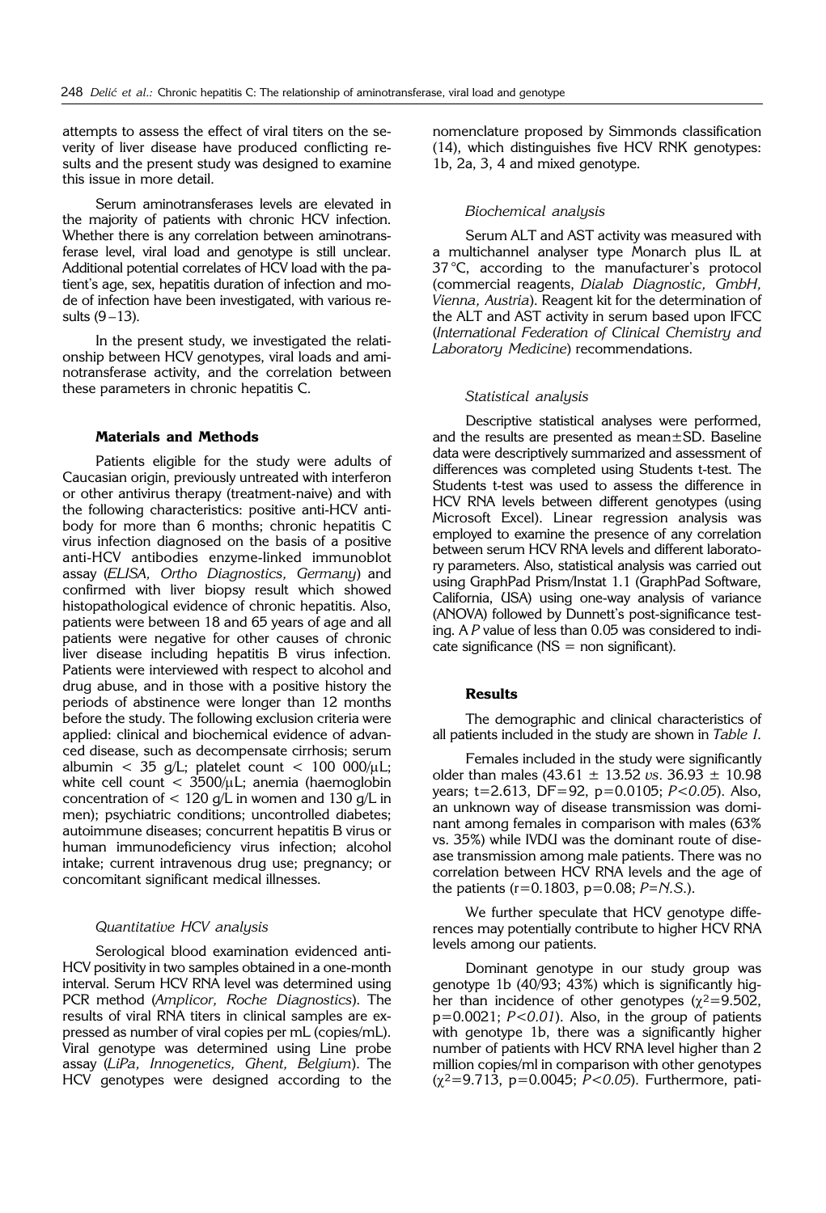attempts to assess the effect of viral titers on the severity of liver disease have produced conflicting results and the present study was designed to examine this issue in more detail.

Serum aminotransferases levels are elevated in the majority of patients with chronic HCV infection. Whether there is any correlation between aminotransferase level, viral load and genotype is still unclear. Additional potential correlates of HCV load with the patient's age, sex, hepatitis duration of infection and mode of infection have been investigated, with various results (9–13).

In the present study, we investigated the relationship between HCV genotypes, viral loads and aminotransferase activity, and the correlation between these parameters in chronic hepatitis C.

## Materials and Methods

Patients eligible for the study were adults of Caucasian origin, previously untreated with interferon or other antivirus therapy (treatment-naive) and with the following characteristics: positive anti-HCV antibody for more than 6 months; chronic hepatitis C virus infection diagnosed on the basis of a positive anti-HCV antibodies enzyme-linked immunoblot assay (*ELISA, Ortho Diagnostics, Germany*) and confirmed with liver biopsy result which showed histopathological evidence of chronic hepatitis. Also, patients were between 18 and 65 years of age and all patients were negative for other causes of chronic liver disease including hepatitis B virus infection. Patients were interviewed with respect to alcohol and drug abuse, and in those with a positive history the periods of abstinence were longer than 12 months before the study. The following exclusion criteria were applied: clinical and biochemical evidence of advanced disease, such as decompensate cirrhosis; serum albumin < 35 g/L; platelet count < 100 000/μL; white cell count < 3500/μL; anemia (haemoglobin concentration of < 120 g/L in women and 130 g/L in men); psychiatric conditions; uncontrolled diabetes; autoimmune diseases; concurrent hepatitis B virus or human immunodeficiency virus infection; alcohol intake; current intravenous drug use; pregnancy; or concomitant significant medical illnesses.

### *Quantitative HCV analysis*

Serological blood examination evidenced anti-HCV positivity in two samples obtained in a one-month interval. Serum HCV RNA level was determined using PCR method (*Amplicor, Roche Diagnostics*). The results of viral RNA titers in clinical samples are expressed as number of viral copies per mL (copies/mL). Viral genotype was determined using Line probe assay (*LiPa, Innogenetics, Ghent, Belgium*). The HCV genotypes were designed according to the nomenclature proposed by Simmonds classification (14), which distinguishes five HCV RNK genotypes: 1b, 2a, 3, 4 and mixed genotype.

### *Biochemical analysis*

Serum ALT and AST activity was measured with a multichannel analyser type Monarch plus IL at 37 °C, according to the manufacturer's protocol (commercial reagents, *Dialab Diagnostic, GmbH, Vienna, Austria*). Reagent kit for the determination of the ALT and AST activity in serum based upon IFCC (*International Federation of Clinical Chemistry and Laboratory Medicine*) recommendations.

### *Statistical analysis*

Descriptive statistical analyses were performed, and the results are presented as mean±SD. Baseline data were descriptively summarized and assessment of differences was completed using Students t-test. The Students t-test was used to assess the difference in HCV RNA levels between different genotypes (using Microsoft Excel). Linear regression analysis was employed to examine the presence of any correlation between serum HCV RNA levels and different laboratory parameters. Also, statistical analysis was carried out using GraphPad Prism/Instat 1.1 (GraphPad Software, California, USA) using one-way analysis of variance (ANOVA) followed by Dunnett's post-significance testing. A *P* value of less than 0.05 was considered to indicate significance (NS = non significant).

## Results

The demographic and clinical characteristics of all patients included in the study are shown in *Table I*.

Females included in the study were significantly older than males (43.61 ± 13.52 *vs*. 36.93 ± 10.98 years; t=2.613, DF=92, p=0.0105; $P<0.05$). Also, an unknown way of disease transmission was dominant among females in comparison with males (63% vs. 35%) while IVDU was the dominant route of disease transmission among male patients. There was no correlation between HCV RNA levels and the age of the patients (r=0.1803, p=0.08; *P=N.S.*).

We further speculate that HCV genotype differences may potentially contribute to higher HCV RNA levels among our patients.

Dominant genotype in our study group was genotype 1b (40/93; 43%) which is significantly higher than incidence of other genotypes ($\chi^2$=9.502, p=0.0021; $P<0.01$). Also, in the group of patients with genotype 1b, there was a significantly higher number of patients with HCV RNA level higher than 2 million copies/ml in comparison with other genotypes ($\chi^2$=9.713, p=0.0045; $P<0.05$). Furthermore, pati-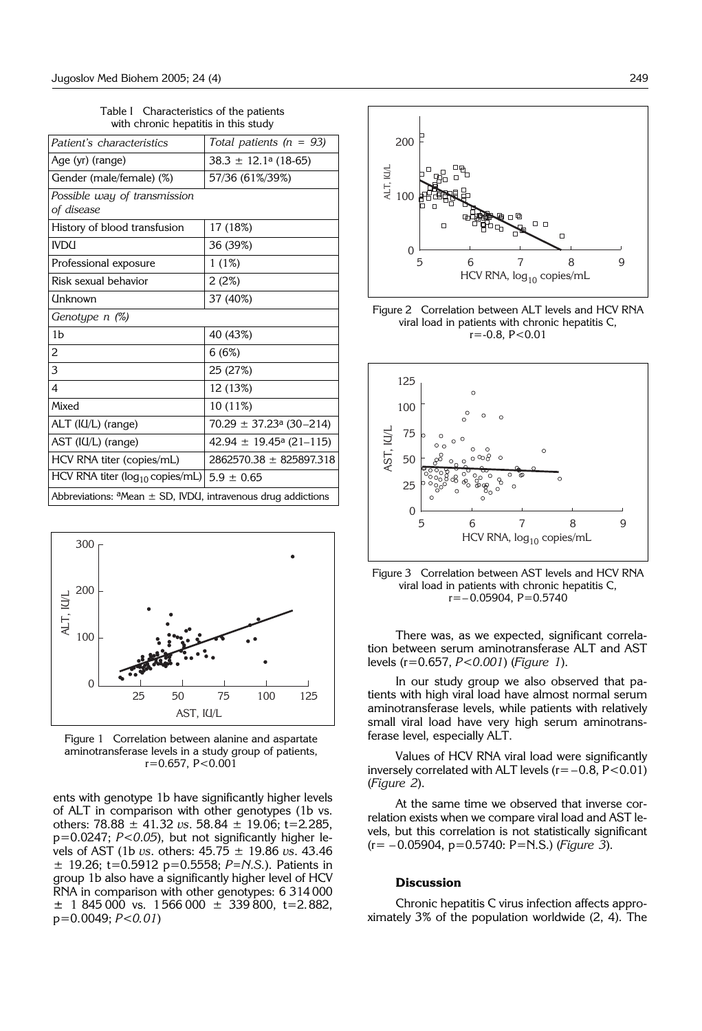Table I Characteristics of the patients with chronic hepatitis in this study

| *Patient's characteristics* | *Total patients (n = 93)* |
|---|---|
| Age (yr) (range) | 38.3 ± 12.1[a] (18-65) |
| Gender (male/female) (%) | 57/36 (61%/39%) |
| *Possible way of transmission of disease* | |
| History of blood transfusion | 17 (18%) |
| IVDU | 36 (39%) |
| Professional exposure | 1 (1%) |
| Risk sexual behavior | 2 (2%) |
| Unknown | 37 (40%) |
| *Genotype n (%)* | |
| 1b | 40 (43%) |
| 2 | 6 (6%) |
| 3 | 25 (27%) |
| 4 | 12 (13%) |
| Mixed | 10 (11%) |
| ALT (IU/L) (range) | 70.29 ± 37.23[a] (30–214) |
| AST (IU/L) (range) | 42.94 ± 19.45[a] (21–115) |
| HCV RNA titer (copies/mL) | 2862570.38 ± 825897.318 |
| HCV RNA titer ($log_{10}$ copies/mL) | 5.9 ± 0.65 |
| Abbreviations: [a]Mean ± SD, IVDU, intravenous drug addictions | |

Figure 1 Correlation between alanine and aspartate aminotransferase levels in a study group of patients, r=0.657, P<0.001

ents with genotype 1b have significantly higher levels of ALT in comparison with other genotypes (1b vs. others: 78.88 ± 41.32 *vs.* 58.84 ± 19.06; t=2.285, p=0.0247; *P<0.05*), but not significantly higher levels of AST (1b *vs.* others: 45.75 ± 19.86 *vs.* 43.46 ± 19.26; t=0.5912 p=0.5558; *P=N.S.*). Patients in group 1b also have a significantly higher level of HCV RNA in comparison with other genotypes: 6 314 000 ± 1 845 000 vs. 1 566 000 ± 339 800, t=2.882, p=0.0049; *P<0.01*)

Figure 2 Correlation between ALT levels and HCV RNA viral load in patients with chronic hepatitis C, r=-0.8, P<0.01

Figure 3 Correlation between AST levels and HCV RNA viral load in patients with chronic hepatitis C, r=−0.05904, P=0.5740

There was, as we expected, significant correlation between serum aminotransferase ALT and AST levels (r=0.657, *P<0.001*) (*Figure 1*).

In our study group we also observed that patients with high viral load have almost normal serum aminotransferase levels, while patients with relatively small viral load have very high serum aminotransferase level, especially ALT.

Values of HCV RNA viral load were significantly inversely correlated with ALT levels (r=−0.8, P<0.01) (*Figure 2*).

At the same time we observed that inverse correlation exists when we compare viral load and AST levels, but this correlation is not statistically significant (r= −0.05904, p=0.5740: P=N.S.) (*Figure 3*).

### Discussion

Chronic hepatitis C virus infection affects approximately 3% of the population worldwide (2, 4). The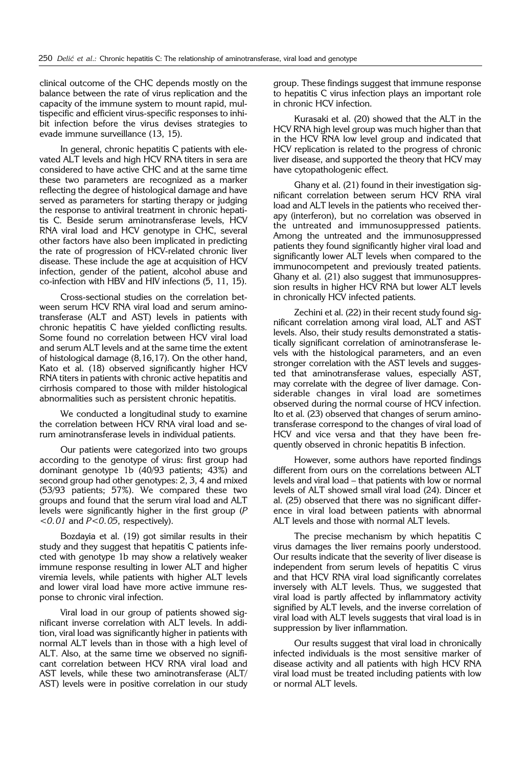clinical outcome of the CHC depends mostly on the balance between the rate of virus replication and the capacity of the immune system to mount rapid, multispecific and efficient virus-specific responses to inhibit infection before the virus devises strategies to evade immune surveillance (13, 15).

In general, chronic hepatitis C patients with elevated ALT levels and high HCV RNA titers in sera are considered to have active CHC and at the same time these two parameters are recognized as a marker reflecting the degree of histological damage and have served as parameters for starting therapy or judging the response to antiviral treatment in chronic hepatitis C. Beside serum aminotransferase levels, HCV RNA viral load and HCV genotype in CHC, several other factors have also been implicated in predicting the rate of progression of HCV-related chronic liver disease. These include the age at acquisition of HCV infection, gender of the patient, alcohol abuse and co-infection with HBV and HIV infections (5, 11, 15).

Cross-sectional studies on the correlation between serum HCV RNA viral load and serum aminotransferase (ALT and AST) levels in patients with chronic hepatitis C have yielded conflicting results. Some found no correlation between HCV viral load and serum ALT levels and at the same time the extent of histological damage (8,16,17). On the other hand, Kato et al. (18) observed significantly higher HCV RNA titers in patients with chronic active hepatitis and cirrhosis compared to those with milder histological abnormalities such as persistent chronic hepatitis.

We conducted a longitudinal study to examine the correlation between HCV RNA viral load and serum aminotransferase levels in individual patients.

Our patients were categorized into two groups according to the genotype of virus: first group had dominant genotype 1b (40/93 patients; 43%) and second group had other genotypes: 2, 3, 4 and mixed (53/93 patients; 57%). We compared these two groups and found that the serum viral load and ALT levels were significantly higher in the first group ($P < 0.01$ and $P < 0.05$, respectively).

Bozdayia et al. (19) got similar results in their study and they suggest that hepatitis C patients infected with genotype 1b may show a relatively weaker immune response resulting in lower ALT and higher viremia levels, while patients with higher ALT levels and lower viral load have more active immune response to chronic viral infection.

Viral load in our group of patients showed significant inverse correlation with ALT levels. In addition, viral load was significantly higher in patients with normal ALT levels than in those with a high level of ALT. Also, at the same time we observed no significant correlation between HCV RNA viral load and AST levels, while these two aminotransferase (ALT/AST) levels were in positive correlation in our study group. These findings suggest that immune response to hepatitis C virus infection plays an important role in chronic HCV infection.

Kurasaki et al. (20) showed that the ALT in the HCV RNA high level group was much higher than that in the HCV RNA low level group and indicated that HCV replication is related to the progress of chronic liver disease, and supported the theory that HCV may have cytopathologenic effect.

Ghany et al. (21) found in their investigation significant correlation between serum HCV RNA viral load and ALT levels in the patients who received therapy (interferon), but no correlation was observed in the untreated and immunosuppressed patients. Among the untreated and the immunosuppressed patients they found significantly higher viral load and significantly lower ALT levels when compared to the immunocompetent and previously treated patients. Ghany et al. (21) also suggest that immunosuppression results in higher HCV RNA but lower ALT levels in chronically HCV infected patients.

Zechini et al. (22) in their recent study found significant correlation among viral load, ALT and AST levels. Also, their study results demonstrated a statistically significant correlation of aminotransferase levels with the histological parameters, and an even stronger correlation with the AST levels and suggested that aminotransferase values, especially AST, may correlate with the degree of liver damage. Considerable changes in viral load are sometimes observed during the normal course of HCV infection. Ito et al. (23) observed that changes of serum aminotransferase correspond to the changes of viral load of HCV and vice versa and that they have been frequently observed in chronic hepatitis B infection.

However, some authors have reported findings different from ours on the correlations between ALT levels and viral load – that patients with low or normal levels of ALT showed small viral load (24). Dincer et al. (25) observed that there was no significant difference in viral load between patients with abnormal ALT levels and those with normal ALT levels.

The precise mechanism by which hepatitis C virus damages the liver remains poorly understood. Our results indicate that the severity of liver disease is independent from serum levels of hepatitis C virus and that HCV RNA viral load significantly correlates inversely with ALT levels. Thus, we suggested that viral load is partly affected by inflammatory activity signified by ALT levels, and the inverse correlation of viral load with ALT levels suggests that viral load is in suppression by liver inflammation.

Our results suggest that viral load in chronically infected individuals is the most sensitive marker of disease activity and all patients with high HCV RNA viral load must be treated including patients with low or normal ALT levels.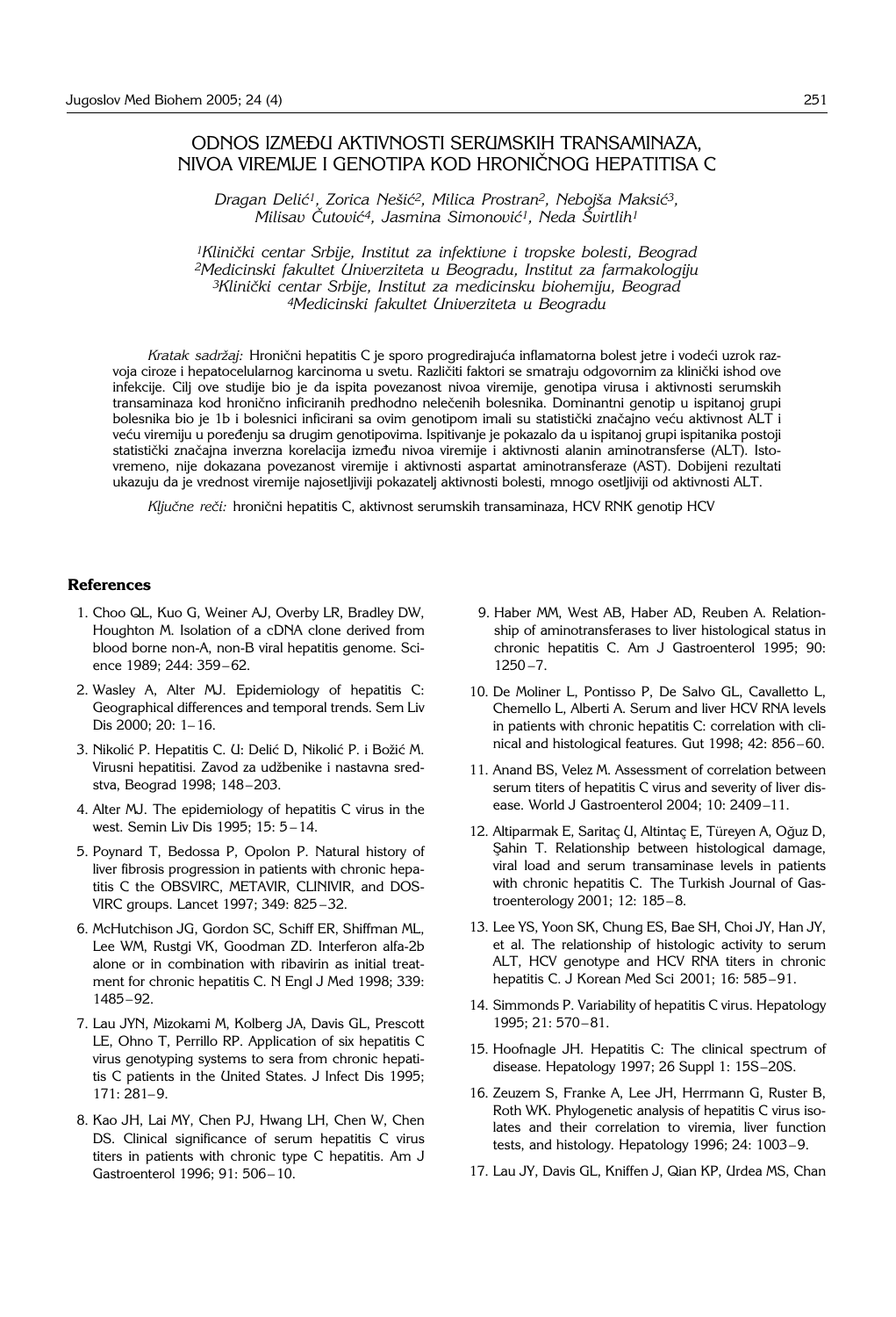# ODNOS IZMEĐU AKTIVNOSTI SERUMSKIH TRANSAMINAZA, NIVOA VIREMIJE I GENOTIPA KOD HRONIČNOG HEPATITISA C

*Dragan Delić[1], Zorica Nešić[2], Milica Prostran[2], Nebojša Maksić[3], Milisav Čutović[4], Jasmina Simonović[1], Neda Švirtlih[1]*

*[1]Klinički centar Srbije, Institut za infektivne i tropske bolesti, Beograd*
*[2]Medicinski fakultet Univerziteta u Beogradu, Institut za farmakologiju*
*[3]Klinički centar Srbije, Institut za medicinsku biohemiju, Beograd*
*[4]Medicinski fakultet Univerziteta u Beogradu*

*Kratak sadržaj:* Hronični hepatitis C je sporo progredirajuća inflamatorna bolest jetre i vodeći uzrok razvoja ciroze i hepatocelularnog karcinoma u svetu. Različiti faktori se smatraju odgovornim za klinički ishod ove infekcije. Cilj ove studije bio je da ispita povezanost nivoa viremije, genotipa virusa i aktivnosti serumskih transaminaza kod hronično inficiranih predhodno nelečenih bolesnika. Dominantni genotip u ispitanoj grupi bolesnika bio je 1b i bolesnici inficirani sa ovim genotipom imali su statistički značajno veću aktivnost ALT i veću viremiju u poređenju sa drugim genotipovima. Ispitivanje je pokazalo da u ispitanoj grupi ispitanika postoji statistički značajna inverzna korelacija između nivoa viremije i aktivnosti alanin aminotransferse (ALT). Istovremeno, nije dokazana povezanost viremije i aktivnosti aspartat aminotransferaze (AST). Dobijeni rezultati ukazuju da je vrednost viremije najosetljiviji pokazatelj aktivnosti bolesti, mnogo osetljiviji od aktivnosti ALT.

*Ključne reči:* hronični hepatitis C, aktivnost serumskih transaminaza, HCV RNK genotip HCV

## References

1. Choo QL, Kuo G, Weiner AJ, Overby LR, Bradley DW, Houghton M. Isolation of a cDNA clone derived from blood borne non-A, non-B viral hepatitis genome. Science 1989; 244: 359–62.
2. Wasley A, Alter MJ. Epidemiology of hepatitis C: Geographical differences and temporal trends. Sem Liv Dis 2000; 20: 1–16.
3. Nikolić P. Hepatitis C. U: Delić D, Nikolić P. i Božić M. Virusni hepatitisi. Zavod za udžbenike i nastavna sredstva, Beograd 1998; 148–203.
4. Alter MJ. The epidemiology of hepatitis C virus in the west. Semin Liv Dis 1995; 15: 5–14.
5. Poynard T, Bedossa P, Opolon P. Natural history of liver fibrosis progression in patients with chronic hepatitis C the OBSVIRC, METAVIR, CLINIVIR, and DOSVIRC groups. Lancet 1997; 349: 825–32.
6. McHutchison JG, Gordon SC, Schiff ER, Shiffman ML, Lee WM, Rustgi VK, Goodman ZD. Interferon alfa-2b alone or in combination with ribavirin as initial treatment for chronic hepatitis C. N Engl J Med 1998; 339: 1485–92.
7. Lau JYN, Mizokami M, Kolberg JA, Davis GL, Prescott LE, Ohno T, Perrillo RP. Application of six hepatitis C virus genotyping systems to sera from chronic hepatitis C patients in the United States. J Infect Dis 1995; 171: 281–9.
8. Kao JH, Lai MY, Chen PJ, Hwang LH, Chen W, Chen DS. Clinical significance of serum hepatitis C virus titers in patients with chronic type C hepatitis. Am J Gastroenterol 1996; 91: 506–10.
9. Haber MM, West AB, Haber AD, Reuben A. Relationship of aminotransferases to liver histological status in chronic hepatitis C. Am J Gastroenterol 1995; 90: 1250–7.
10. De Moliner L, Pontisso P, De Salvo GL, Cavalletto L, Chemello L, Alberti A. Serum and liver HCV RNA levels in patients with chronic hepatitis C: correlation with clinical and histological features. Gut 1998; 42: 856–60.
11. Anand BS, Velez M. Assessment of correlation between serum titers of hepatitis C virus and severity of liver disease. World J Gastroenterol 2004; 10: 2409–11.
12. Altiparmak E, Saritaç U, Altintaç E, Türeyen A, Oğuz D, Şahin T. Relationship between histological damage, viral load and serum transaminase levels in patients with chronic hepatitis C. The Turkish Journal of Gastroenterology 2001; 12: 185–8.
13. Lee YS, Yoon SK, Chung ES, Bae SH, Choi JY, Han JY, et al. The relationship of histologic activity to serum ALT, HCV genotype and HCV RNA titers in chronic hepatitis C. J Korean Med Sci 2001; 16: 585–91.
14. Simmonds P. Variability of hepatitis C virus. Hepatology 1995; 21: 570–81.
15. Hoofnagle JH. Hepatitis C: The clinical spectrum of disease. Hepatology 1997; 26 Suppl 1: 15S–20S.
16. Zeuzem S, Franke A, Lee JH, Herrmann G, Ruster B, Roth WK. Phylogenetic analysis of hepatitis C virus isolates and their correlation to viremia, liver function tests, and histology. Hepatology 1996; 24: 1003–9.
17. Lau JY, Davis GL, Kniffen J, Qian KP, Urdea MS, Chan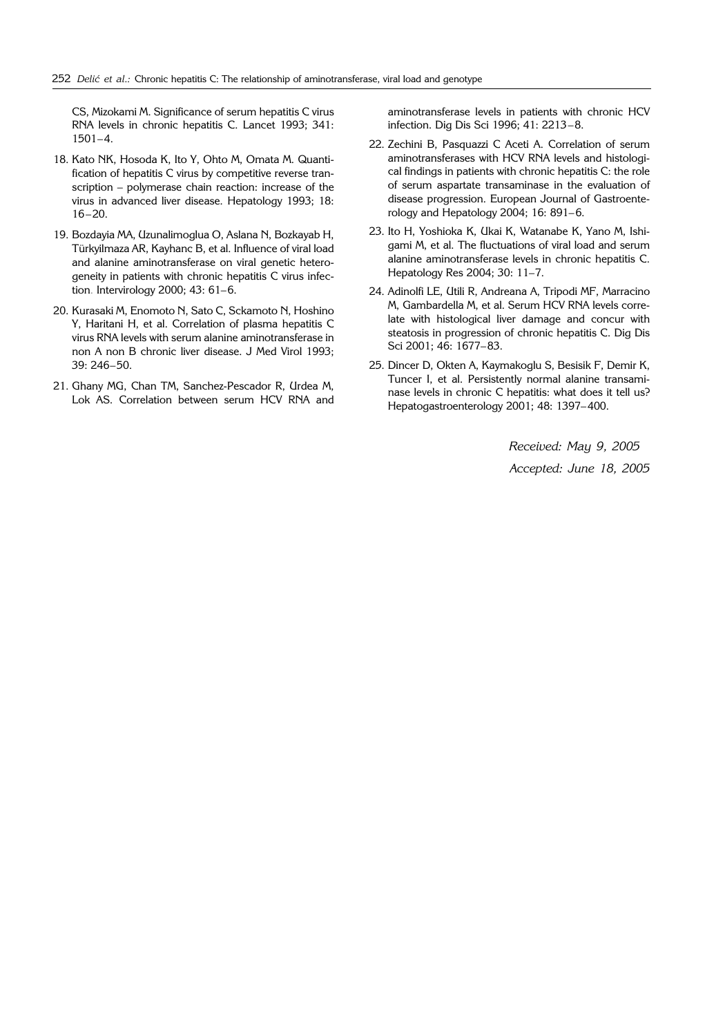CS, Mizokami M. Significance of serum hepatitis C virus RNA levels in chronic hepatitis C. Lancet 1993; 341: 1501–4.

18. Kato NK, Hosoda K, Ito Y, Ohto M, Omata M. Quantification of hepatitis C virus by competitive reverse transcription – polymerase chain reaction: increase of the virus in advanced liver disease. Hepatology 1993; 18: 16–20.

19. Bozdayia MA, Uzunalimoglua O, Aslana N, Bozkayab H, Türkyilmaza AR, Kayhanc B, et al. Influence of viral load and alanine aminotransferase on viral genetic heterogeneity in patients with chronic hepatitis C virus infection. Intervirology 2000; 43: 61–6.

20. Kurasaki M, Enomoto N, Sato C, Sckamoto N, Hoshino Y, Haritani H, et al. Correlation of plasma hepatitis C virus RNA levels with serum alanine aminotransferase in non A non B chronic liver disease. J Med Virol 1993; 39: 246–50.

21. Ghany MG, Chan TM, Sanchez-Pescador R, Urdea M, Lok AS. Correlation between serum HCV RNA and aminotransferase levels in patients with chronic HCV infection. Dig Dis Sci 1996; 41: 2213–8.

22. Zechini B, Pasquazzi C Aceti A. Correlation of serum aminotransferases with HCV RNA levels and histological findings in patients with chronic hepatitis C: the role of serum aspartate transaminase in the evaluation of disease progression. European Journal of Gastroenterology and Hepatology 2004; 16: 891–6.

23. Ito H, Yoshioka K, Ukai K, Watanabe K, Yano M, Ishigami M, et al. The fluctuations of viral load and serum alanine aminotransferase levels in chronic hepatitis C. Hepatology Res 2004; 30: 11–7.

24. Adinolfi LE, Utili R, Andreana A, Tripodi MF, Marracino M, Gambardella M, et al. Serum HCV RNA levels correlate with histological liver damage and concur with steatosis in progression of chronic hepatitis C. Dig Dis Sci 2001; 46: 1677–83.

25. Dincer D, Okten A, Kaymakoglu S, Besisik F, Demir K, Tuncer I, et al. Persistently normal alanine transaminase levels in chronic C hepatitis: what does it tell us? Hepatogastroenterology 2001; 48: 1397–400.

*Received: May 9, 2005*

*Accepted: June 18, 2005*